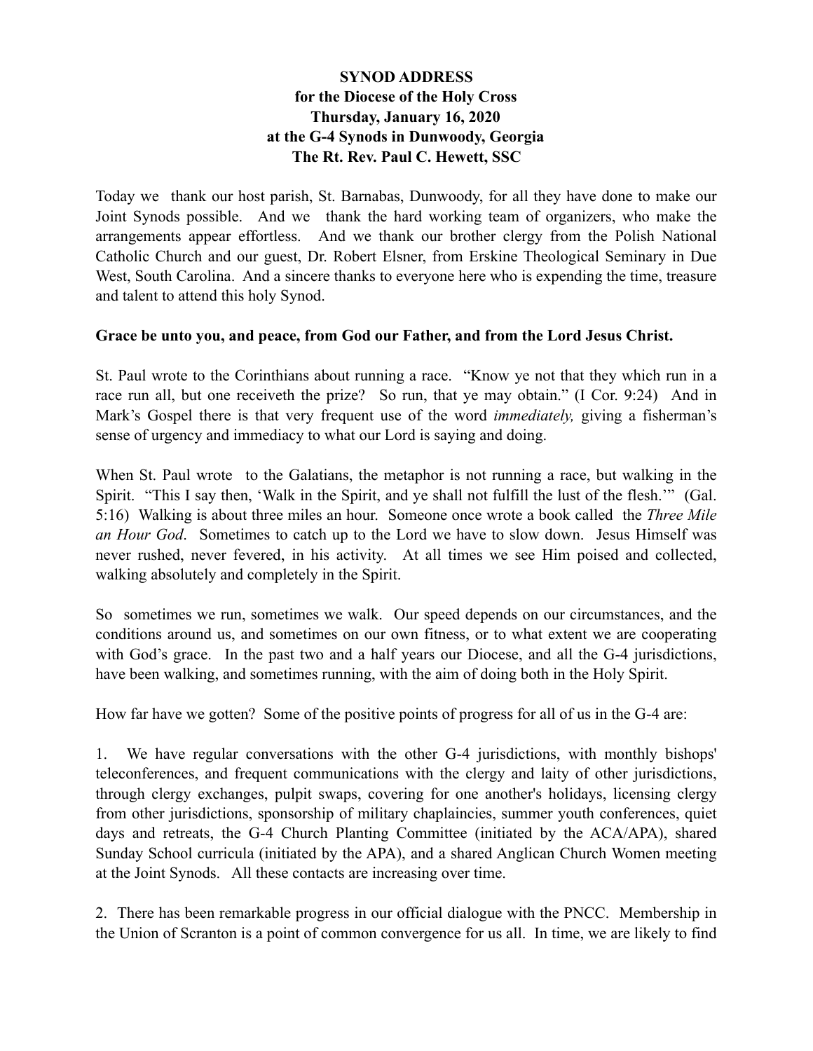**SYNOD ADDRESS**
**for the Diocese of the Holy Cross**
**Thursday, January 16, 2020**
**at the G-4 Synods in Dunwoody, Georgia**
**The Rt. Rev. Paul C. Hewett, SSC**

Today we thank our host parish, St. Barnabas, Dunwoody, for all they have done to make our Joint Synods possible. And we thank the hard working team of organizers, who make the arrangements appear effortless. And we thank our brother clergy from the Polish National Catholic Church and our guest, Dr. Robert Elsner, from Erskine Theological Seminary in Due West, South Carolina. And a sincere thanks to everyone here who is expending the time, treasure and talent to attend this holy Synod.

**Grace be unto you, and peace, from God our Father, and from the Lord Jesus Christ.**

St. Paul wrote to the Corinthians about running a race. "Know ye not that they which run in a race run all, but one receiveth the prize? So run, that ye may obtain." (I Cor. 9:24) And in Mark's Gospel there is that very frequent use of the word *immediately,* giving a fisherman's sense of urgency and immediacy to what our Lord is saying and doing.

When St. Paul wrote to the Galatians, the metaphor is not running a race, but walking in the Spirit. "This I say then, 'Walk in the Spirit, and ye shall not fulfill the lust of the flesh.'" (Gal. 5:16) Walking is about three miles an hour. Someone once wrote a book called the *Three Mile an Hour God*. Sometimes to catch up to the Lord we have to slow down. Jesus Himself was never rushed, never fevered, in his activity. At all times we see Him poised and collected, walking absolutely and completely in the Spirit.

So sometimes we run, sometimes we walk. Our speed depends on our circumstances, and the conditions around us, and sometimes on our own fitness, or to what extent we are cooperating with God's grace. In the past two and a half years our Diocese, and all the G-4 jurisdictions, have been walking, and sometimes running, with the aim of doing both in the Holy Spirit.

How far have we gotten? Some of the positive points of progress for all of us in the G-4 are:

1. We have regular conversations with the other G-4 jurisdictions, with monthly bishops' teleconferences, and frequent communications with the clergy and laity of other jurisdictions, through clergy exchanges, pulpit swaps, covering for one another's holidays, licensing clergy from other jurisdictions, sponsorship of military chaplaincies, summer youth conferences, quiet days and retreats, the G-4 Church Planting Committee (initiated by the ACA/APA), shared Sunday School curricula (initiated by the APA), and a shared Anglican Church Women meeting at the Joint Synods. All these contacts are increasing over time.

2. There has been remarkable progress in our official dialogue with the PNCC. Membership in the Union of Scranton is a point of common convergence for us all. In time, we are likely to find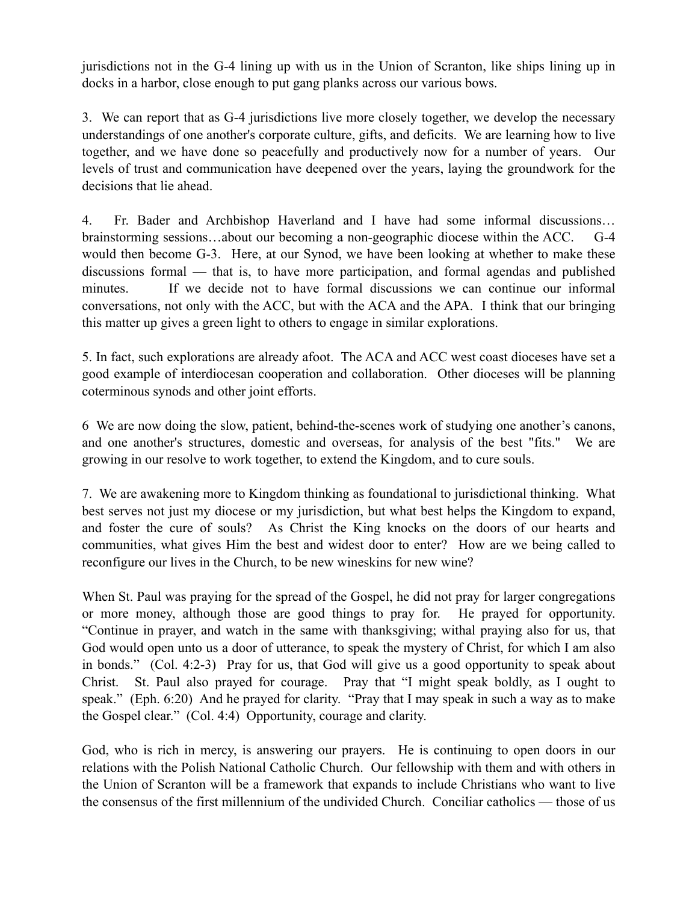jurisdictions not in the G-4 lining up with us in the Union of Scranton, like ships lining up in docks in a harbor, close enough to put gang planks across our various bows.

3. We can report that as G-4 jurisdictions live more closely together, we develop the necessary understandings of one another's corporate culture, gifts, and deficits. We are learning how to live together, and we have done so peacefully and productively now for a number of years. Our levels of trust and communication have deepened over the years, laying the groundwork for the decisions that lie ahead.

4. Fr. Bader and Archbishop Haverland and I have had some informal discussions… brainstorming sessions…about our becoming a non-geographic diocese within the ACC. G-4 would then become G-3. Here, at our Synod, we have been looking at whether to make these discussions formal — that is, to have more participation, and formal agendas and published minutes. If we decide not to have formal discussions we can continue our informal conversations, not only with the ACC, but with the ACA and the APA. I think that our bringing this matter up gives a green light to others to engage in similar explorations.

5. In fact, such explorations are already afoot. The ACA and ACC west coast dioceses have set a good example of interdiocesan cooperation and collaboration. Other dioceses will be planning coterminous synods and other joint efforts.

6 We are now doing the slow, patient, behind-the-scenes work of studying one another's canons, and one another's structures, domestic and overseas, for analysis of the best "fits." We are growing in our resolve to work together, to extend the Kingdom, and to cure souls.

7. We are awakening more to Kingdom thinking as foundational to jurisdictional thinking. What best serves not just my diocese or my jurisdiction, but what best helps the Kingdom to expand, and foster the cure of souls? As Christ the King knocks on the doors of our hearts and communities, what gives Him the best and widest door to enter? How are we being called to reconfigure our lives in the Church, to be new wineskins for new wine?

When St. Paul was praying for the spread of the Gospel, he did not pray for larger congregations or more money, although those are good things to pray for. He prayed for opportunity. "Continue in prayer, and watch in the same with thanksgiving; withal praying also for us, that God would open unto us a door of utterance, to speak the mystery of Christ, for which I am also in bonds." (Col. 4:2-3) Pray for us, that God will give us a good opportunity to speak about Christ. St. Paul also prayed for courage. Pray that "I might speak boldly, as I ought to speak." (Eph. 6:20) And he prayed for clarity. "Pray that I may speak in such a way as to make the Gospel clear." (Col. 4:4) Opportunity, courage and clarity.

God, who is rich in mercy, is answering our prayers. He is continuing to open doors in our relations with the Polish National Catholic Church. Our fellowship with them and with others in the Union of Scranton will be a framework that expands to include Christians who want to live the consensus of the first millennium of the undivided Church. Conciliar catholics — those of us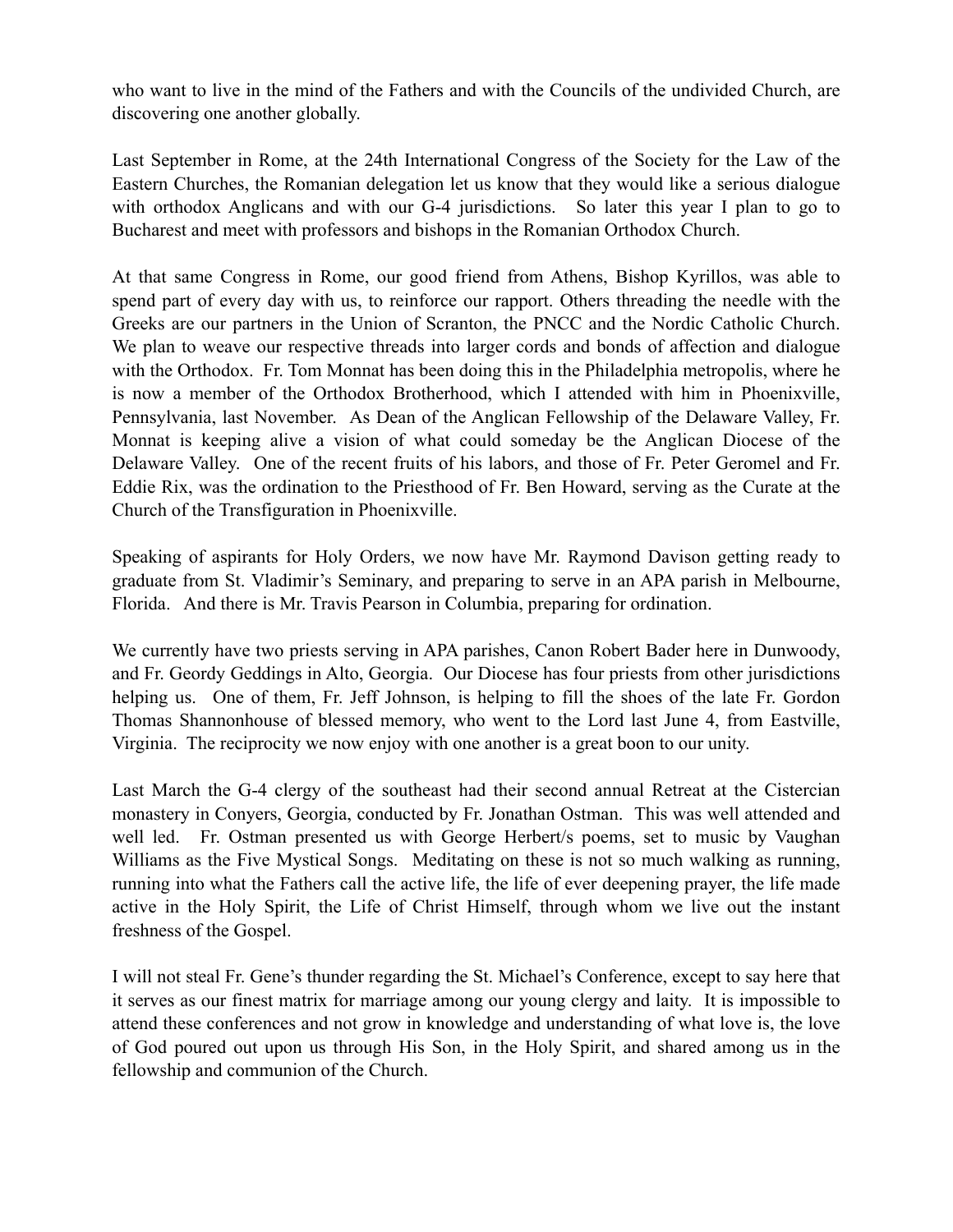who want to live in the mind of the Fathers and with the Councils of the undivided Church, are discovering one another globally.

Last September in Rome, at the 24th International Congress of the Society for the Law of the Eastern Churches, the Romanian delegation let us know that they would like a serious dialogue with orthodox Anglicans and with our G-4 jurisdictions. So later this year I plan to go to Bucharest and meet with professors and bishops in the Romanian Orthodox Church.

At that same Congress in Rome, our good friend from Athens, Bishop Kyrillos, was able to spend part of every day with us, to reinforce our rapport. Others threading the needle with the Greeks are our partners in the Union of Scranton, the PNCC and the Nordic Catholic Church. We plan to weave our respective threads into larger cords and bonds of affection and dialogue with the Orthodox. Fr. Tom Monnat has been doing this in the Philadelphia metropolis, where he is now a member of the Orthodox Brotherhood, which I attended with him in Phoenixville, Pennsylvania, last November. As Dean of the Anglican Fellowship of the Delaware Valley, Fr. Monnat is keeping alive a vision of what could someday be the Anglican Diocese of the Delaware Valley. One of the recent fruits of his labors, and those of Fr. Peter Geromel and Fr. Eddie Rix, was the ordination to the Priesthood of Fr. Ben Howard, serving as the Curate at the Church of the Transfiguration in Phoenixville.

Speaking of aspirants for Holy Orders, we now have Mr. Raymond Davison getting ready to graduate from St. Vladimir's Seminary, and preparing to serve in an APA parish in Melbourne, Florida. And there is Mr. Travis Pearson in Columbia, preparing for ordination.

We currently have two priests serving in APA parishes, Canon Robert Bader here in Dunwoody, and Fr. Geordy Geddings in Alto, Georgia. Our Diocese has four priests from other jurisdictions helping us. One of them, Fr. Jeff Johnson, is helping to fill the shoes of the late Fr. Gordon Thomas Shannonhouse of blessed memory, who went to the Lord last June 4, from Eastville, Virginia. The reciprocity we now enjoy with one another is a great boon to our unity.

Last March the G-4 clergy of the southeast had their second annual Retreat at the Cistercian monastery in Conyers, Georgia, conducted by Fr. Jonathan Ostman. This was well attended and well led. Fr. Ostman presented us with George Herbert/s poems, set to music by Vaughan Williams as the Five Mystical Songs. Meditating on these is not so much walking as running, running into what the Fathers call the active life, the life of ever deepening prayer, the life made active in the Holy Spirit, the Life of Christ Himself, through whom we live out the instant freshness of the Gospel.

I will not steal Fr. Gene's thunder regarding the St. Michael's Conference, except to say here that it serves as our finest matrix for marriage among our young clergy and laity. It is impossible to attend these conferences and not grow in knowledge and understanding of what love is, the love of God poured out upon us through His Son, in the Holy Spirit, and shared among us in the fellowship and communion of the Church.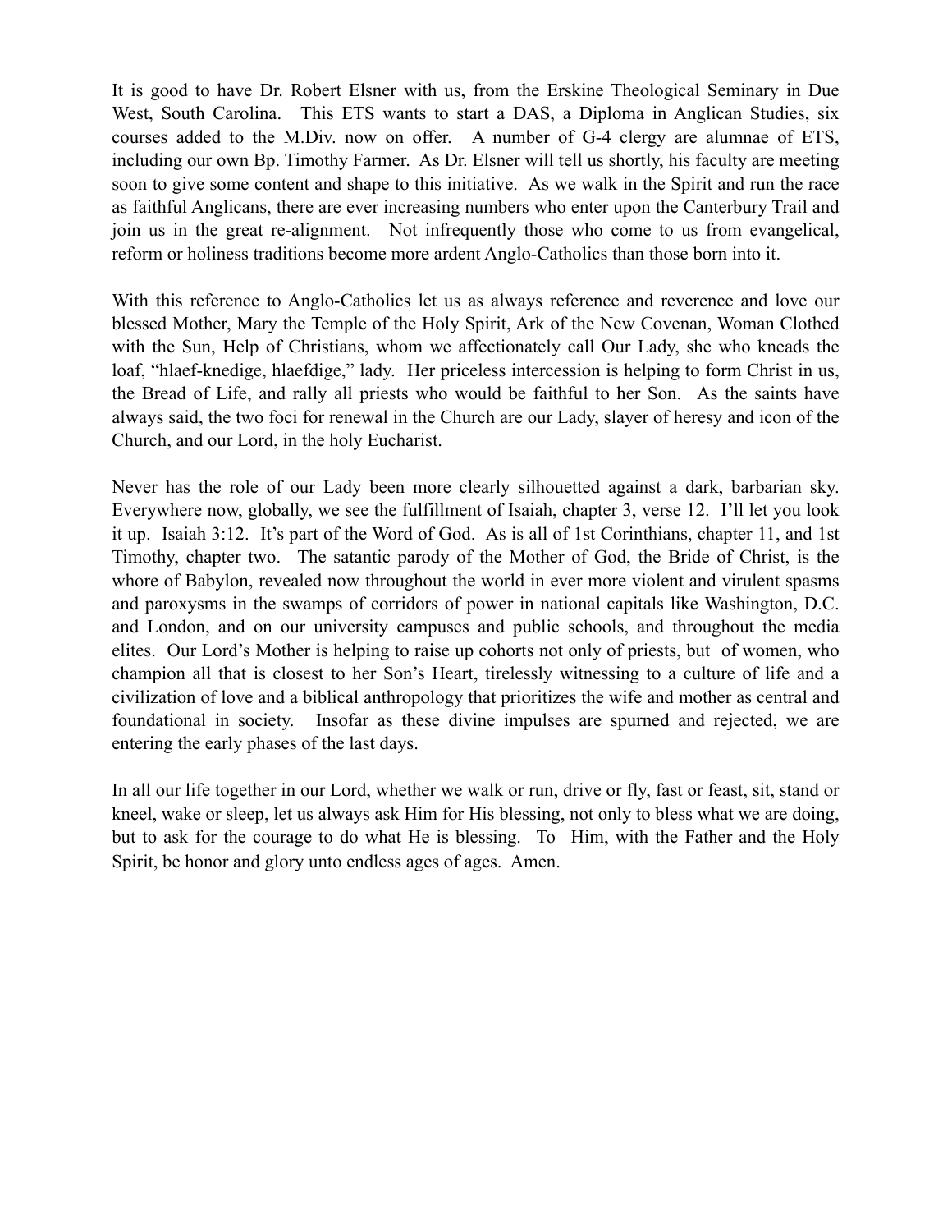It is good to have Dr. Robert Elsner with us, from the Erskine Theological Seminary in Due West, South Carolina. This ETS wants to start a DAS, a Diploma in Anglican Studies, six courses added to the M.Div. now on offer. A number of G-4 clergy are alumnae of ETS, including our own Bp. Timothy Farmer. As Dr. Elsner will tell us shortly, his faculty are meeting soon to give some content and shape to this initiative. As we walk in the Spirit and run the race as faithful Anglicans, there are ever increasing numbers who enter upon the Canterbury Trail and join us in the great re-alignment. Not infrequently those who come to us from evangelical, reform or holiness traditions become more ardent Anglo-Catholics than those born into it.

With this reference to Anglo-Catholics let us as always reference and reverence and love our blessed Mother, Mary the Temple of the Holy Spirit, Ark of the New Covenan, Woman Clothed with the Sun, Help of Christians, whom we affectionately call Our Lady, she who kneads the loaf, "hlaef-knedige, hlaefdige," lady. Her priceless intercession is helping to form Christ in us, the Bread of Life, and rally all priests who would be faithful to her Son. As the saints have always said, the two foci for renewal in the Church are our Lady, slayer of heresy and icon of the Church, and our Lord, in the holy Eucharist.

Never has the role of our Lady been more clearly silhouetted against a dark, barbarian sky. Everywhere now, globally, we see the fulfillment of Isaiah, chapter 3, verse 12. I'll let you look it up. Isaiah 3:12. It's part of the Word of God. As is all of 1st Corinthians, chapter 11, and 1st Timothy, chapter two. The satantic parody of the Mother of God, the Bride of Christ, is the whore of Babylon, revealed now throughout the world in ever more violent and virulent spasms and paroxysms in the swamps of corridors of power in national capitals like Washington, D.C. and London, and on our university campuses and public schools, and throughout the media elites. Our Lord's Mother is helping to raise up cohorts not only of priests, but of women, who champion all that is closest to her Son's Heart, tirelessly witnessing to a culture of life and a civilization of love and a biblical anthropology that prioritizes the wife and mother as central and foundational in society. Insofar as these divine impulses are spurned and rejected, we are entering the early phases of the last days.

In all our life together in our Lord, whether we walk or run, drive or fly, fast or feast, sit, stand or kneel, wake or sleep, let us always ask Him for His blessing, not only to bless what we are doing, but to ask for the courage to do what He is blessing. To Him, with the Father and the Holy Spirit, be honor and glory unto endless ages of ages. Amen.